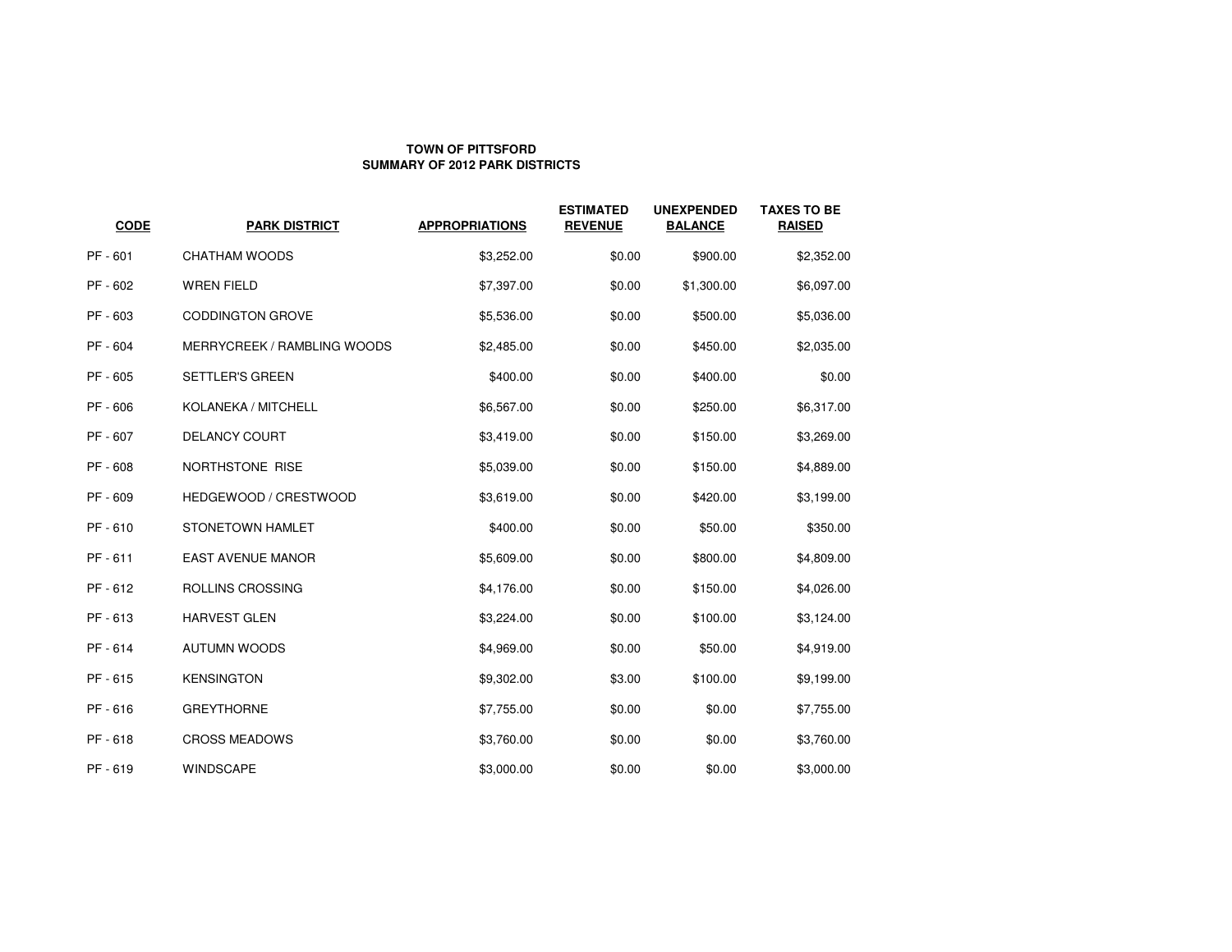**TOWN OF PITTSFORD**
**SUMMARY OF 2012 PARK DISTRICTS**

| CODE | PARK DISTRICT | APPROPRIATIONS | ESTIMATED REVENUE | UNEXPENDED BALANCE | TAXES TO BE RAISED |
|---|---|---|---|---|---|
| PF - 601 | CHATHAM WOODS | $3,252.00 | $0.00 | $900.00 | $2,352.00 |
| PF - 602 | WREN FIELD | $7,397.00 | $0.00 | $1,300.00 | $6,097.00 |
| PF - 603 | CODDINGTON GROVE | $5,536.00 | $0.00 | $500.00 | $5,036.00 |
| PF - 604 | MERRYCREEK / RAMBLING WOODS | $2,485.00 | $0.00 | $450.00 | $2,035.00 |
| PF - 605 | SETTLER'S GREEN | $400.00 | $0.00 | $400.00 | $0.00 |
| PF - 606 | KOLANEKA / MITCHELL | $6,567.00 | $0.00 | $250.00 | $6,317.00 |
| PF - 607 | DELANCY COURT | $3,419.00 | $0.00 | $150.00 | $3,269.00 |
| PF - 608 | NORTHSTONE RISE | $5,039.00 | $0.00 | $150.00 | $4,889.00 |
| PF - 609 | HEDGEWOOD / CRESTWOOD | $3,619.00 | $0.00 | $420.00 | $3,199.00 |
| PF - 610 | STONETOWN HAMLET | $400.00 | $0.00 | $50.00 | $350.00 |
| PF - 611 | EAST AVENUE MANOR | $5,609.00 | $0.00 | $800.00 | $4,809.00 |
| PF - 612 | ROLLINS CROSSING | $4,176.00 | $0.00 | $150.00 | $4,026.00 |
| PF - 613 | HARVEST GLEN | $3,224.00 | $0.00 | $100.00 | $3,124.00 |
| PF - 614 | AUTUMN WOODS | $4,969.00 | $0.00 | $50.00 | $4,919.00 |
| PF - 615 | KENSINGTON | $9,302.00 | $3.00 | $100.00 | $9,199.00 |
| PF - 616 | GREYTHORNE | $7,755.00 | $0.00 | $0.00 | $7,755.00 |
| PF - 618 | CROSS MEADOWS | $3,760.00 | $0.00 | $0.00 | $3,760.00 |
| PF - 619 | WINDSCAPE | $3,000.00 | $0.00 | $0.00 | $3,000.00 |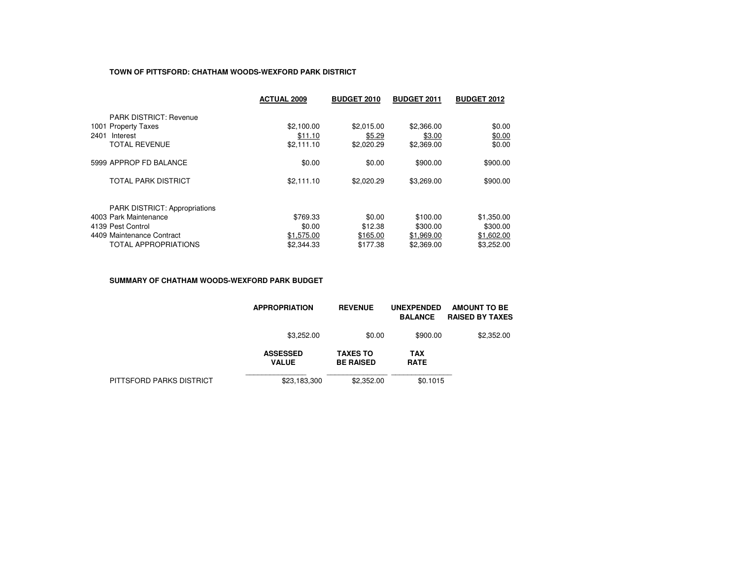**TOWN OF PITTSFORD: CHATHAM WOODS-WEXFORD PARK DISTRICT**

| | ACTUAL 2009 | BUDGET 2010 | BUDGET 2011 | BUDGET 2012 |
|---|---|---|---|---|
| PARK DISTRICT: Revenue | | | | |
| 1001 Property Taxes | $2,100.00 | $2,015.00 | $2,366.00 | $0.00 |
| 2401 Interest | $11.10 | $5.29 | $3.00 | $0.00 |
| TOTAL REVENUE | $2,111.10 | $2,020.29 | $2,369.00 | $0.00 |
| 5999 APPROP FD BALANCE | $0.00 | $0.00 | $900.00 | $900.00 |
| TOTAL PARK DISTRICT | $2,111.10 | $2,020.29 | $3,269.00 | $900.00 |
| PARK DISTRICT: Appropriations | | | | |
| 4003 Park Maintenance | $769.33 | $0.00 | $100.00 | $1,350.00 |
| 4139 Pest Control | $0.00 | $12.38 | $300.00 | $300.00 |
| 4409 Maintenance Contract | $1,575.00 | $165.00 | $1,969.00 | $1,602.00 |
| TOTAL APPROPRIATIONS | $2,344.33 | $177.38 | $2,369.00 | $3,252.00 |

**SUMMARY OF CHATHAM WOODS-WEXFORD PARK BUDGET**

| APPROPRIATION | REVENUE | UNEXPENDED BALANCE | AMOUNT TO BE RAISED BY TAXES |
|---|---|---|---|
| $3,252.00 | $0.00 | $900.00 | $2,352.00 |

| | ASSESSED VALUE | TAXES TO BE RAISED | TAX RATE |
|---|---|---|---|
| PITTSFORD PARKS DISTRICT | $23,183,300 | $2,352.00 | $0.1015 |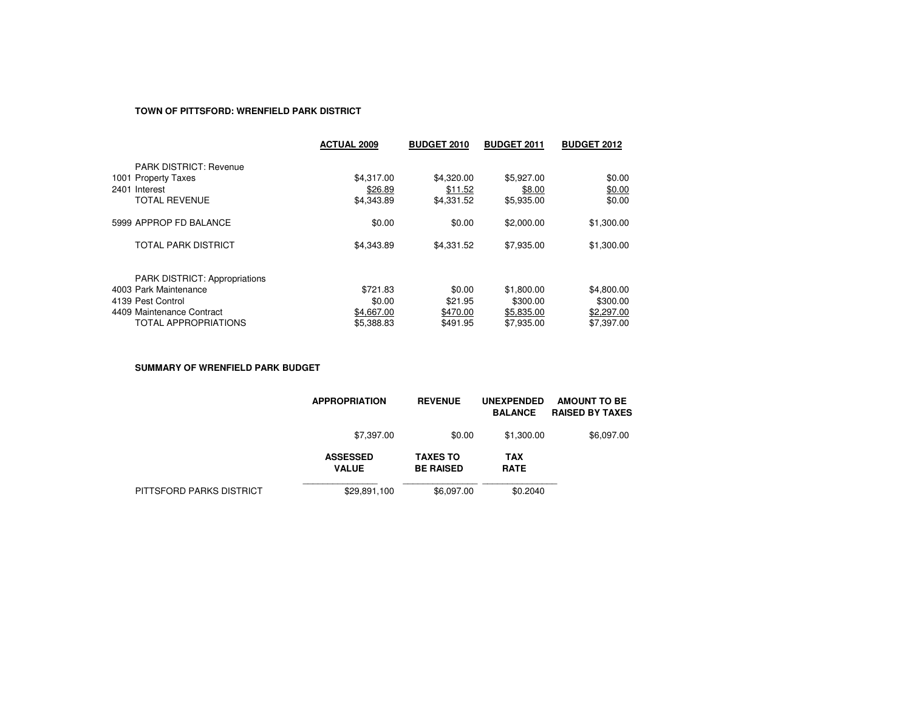**TOWN OF PITTSFORD: WRENFIELD PARK DISTRICT**

| | ACTUAL 2009 | BUDGET 2010 | BUDGET 2011 | BUDGET 2012 |
|---|---|---|---|---|
| PARK DISTRICT: Revenue | | | | |
| 1001 Property Taxes | $4,317.00 | $4,320.00 | $5,927.00 | $0.00 |
| 2401 Interest | $26.89 | $11.52 | $8.00 | $0.00 |
| TOTAL REVENUE | $4,343.89 | $4,331.52 | $5,935.00 | $0.00 |
| 5999 APPROP FD BALANCE | $0.00 | $0.00 | $2,000.00 | $1,300.00 |
| TOTAL PARK DISTRICT | $4,343.89 | $4,331.52 | $7,935.00 | $1,300.00 |
| PARK DISTRICT: Appropriations | | | | |
| 4003 Park Maintenance | $721.83 | $0.00 | $1,800.00 | $4,800.00 |
| 4139 Pest Control | $0.00 | $21.95 | $300.00 | $300.00 |
| 4409 Maintenance Contract | $4,667.00 | $470.00 | $5,835.00 | $2,297.00 |
| TOTAL APPROPRIATIONS | $5,388.83 | $491.95 | $7,935.00 | $7,397.00 |

**SUMMARY OF WRENFIELD PARK BUDGET**

| | APPROPRIATION | REVENUE | UNEXPENDED BALANCE | AMOUNT TO BE RAISED BY TAXES |
|---|---|---|---|---|
| | $7,397.00 | $0.00 | $1,300.00 | $6,097.00 |

| | ASSESSED VALUE | TAXES TO BE RAISED | TAX RATE |
|---|---|---|---|
| PITTSFORD PARKS DISTRICT | $29,891,100 | $6,097.00 | $0.2040 |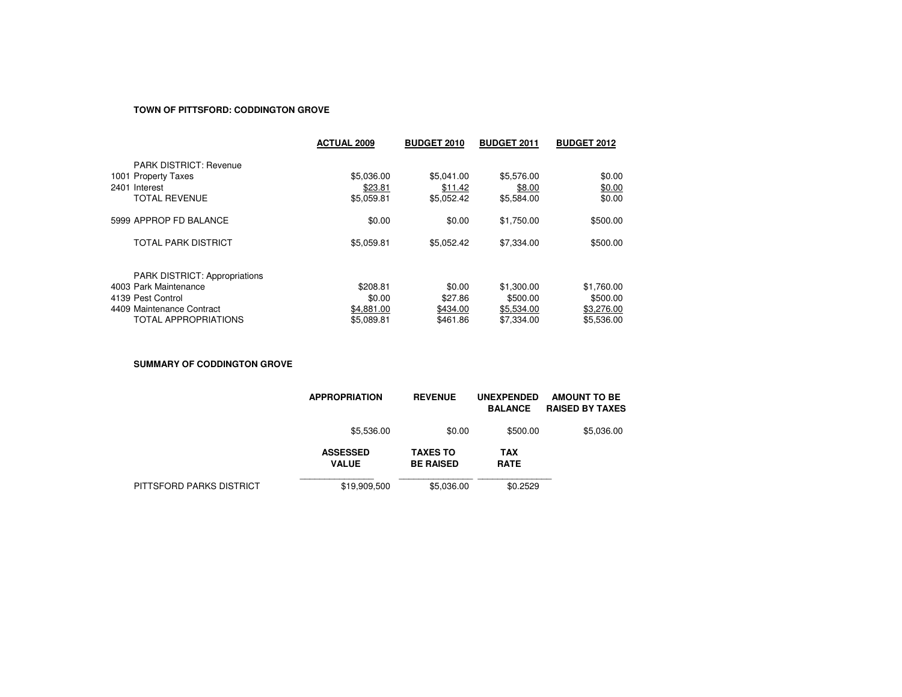**TOWN OF PITTSFORD: CODDINGTON GROVE**

| | | ACTUAL 2009 | BUDGET 2010 | BUDGET 2011 | BUDGET 2012 |
|---|---|---|---|---|---|
| | PARK DISTRICT: Revenue | | | | |
| 1001 | Property Taxes | $5,036.00 | $5,041.00 | $5,576.00 | $0.00 |
| 2401 | Interest | $23.81 | $11.42 | $8.00 | $0.00 |
| | TOTAL REVENUE | $5,059.81 | $5,052.42 | $5,584.00 | $0.00 |
| 5999 | APPROP FD BALANCE | $0.00 | $0.00 | $1,750.00 | $500.00 |
| | TOTAL PARK DISTRICT | $5,059.81 | $5,052.42 | $7,334.00 | $500.00 |
| | PARK DISTRICT: Appropriations | | | | |
| 4003 | Park Maintenance | $208.81 | $0.00 | $1,300.00 | $1,760.00 |
| 4139 | Pest Control | $0.00 | $27.86 | $500.00 | $500.00 |
| 4409 | Maintenance Contract | $4,881.00 | $434.00 | $5,534.00 | $3,276.00 |
| | TOTAL APPROPRIATIONS | $5,089.81 | $461.86 | $7,334.00 | $5,536.00 |

**SUMMARY OF CODDINGTON GROVE**

| | APPROPRIATION | REVENUE | UNEXPENDED BALANCE | AMOUNT TO BE RAISED BY TAXES |
|---|---|---|---|---|
| | $5,536.00 | $0.00 | $500.00 | $5,036.00 |

| | ASSESSED VALUE | TAXES TO BE RAISED | TAX RATE |
|---|---|---|---|
| PITTSFORD PARKS DISTRICT | $19,909,500 | $5,036.00 | $0.2529 |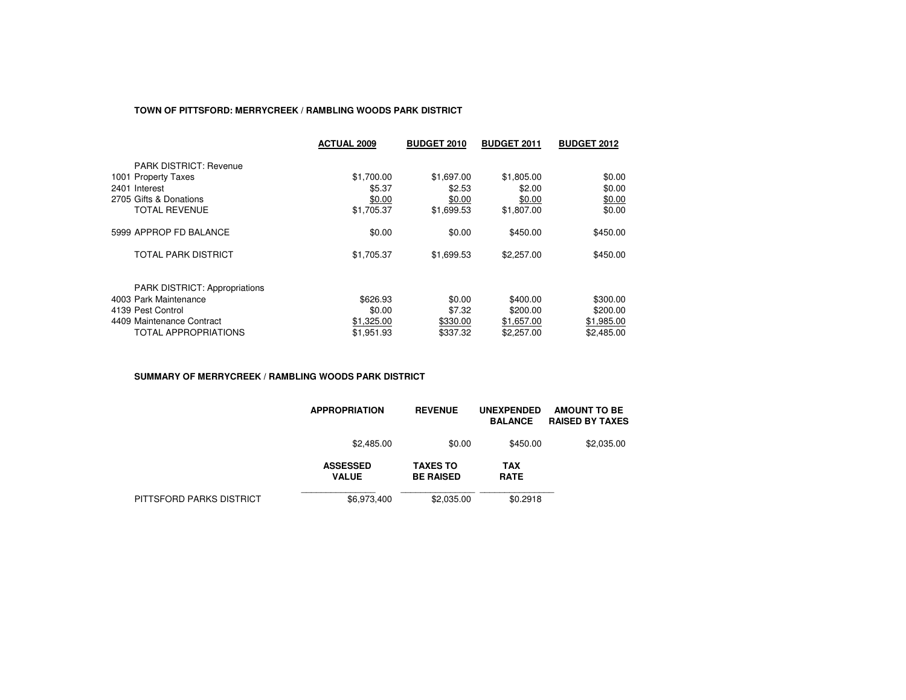**TOWN OF PITTSFORD: MERRYCREEK / RAMBLING WOODS PARK DISTRICT**

| | ACTUAL 2009 | BUDGET 2010 | BUDGET 2011 | BUDGET 2012 |
|---|---|---|---|---|
| PARK DISTRICT: Revenue | | | | |
| 1001 Property Taxes | $1,700.00 | $1,697.00 | $1,805.00 | $0.00 |
| 2401 Interest | $5.37 | $2.53 | $2.00 | $0.00 |
| 2705 Gifts & Donations | $0.00 | $0.00 | $0.00 | $0.00 |
| TOTAL REVENUE | $1,705.37 | $1,699.53 | $1,807.00 | $0.00 |
| 5999 APPROP FD BALANCE | $0.00 | $0.00 | $450.00 | $450.00 |
| TOTAL PARK DISTRICT | $1,705.37 | $1,699.53 | $2,257.00 | $450.00 |
| PARK DISTRICT: Appropriations | | | | |
| 4003 Park Maintenance | $626.93 | $0.00 | $400.00 | $300.00 |
| 4139 Pest Control | $0.00 | $7.32 | $200.00 | $200.00 |
| 4409 Maintenance Contract | $1,325.00 | $330.00 | $1,657.00 | $1,985.00 |
| TOTAL APPROPRIATIONS | $1,951.93 | $337.32 | $2,257.00 | $2,485.00 |

**SUMMARY OF MERRYCREEK / RAMBLING WOODS PARK DISTRICT**

| APPROPRIATION | REVENUE | UNEXPENDED BALANCE | AMOUNT TO BE RAISED BY TAXES |
|---|---|---|---|
| $2,485.00 | $0.00 | $450.00 | $2,035.00 |

| | ASSESSED VALUE | TAXES TO BE RAISED | TAX RATE |
|---|---|---|---|
| PITTSFORD PARKS DISTRICT | $6,973,400 | $2,035.00 | $0.2918 |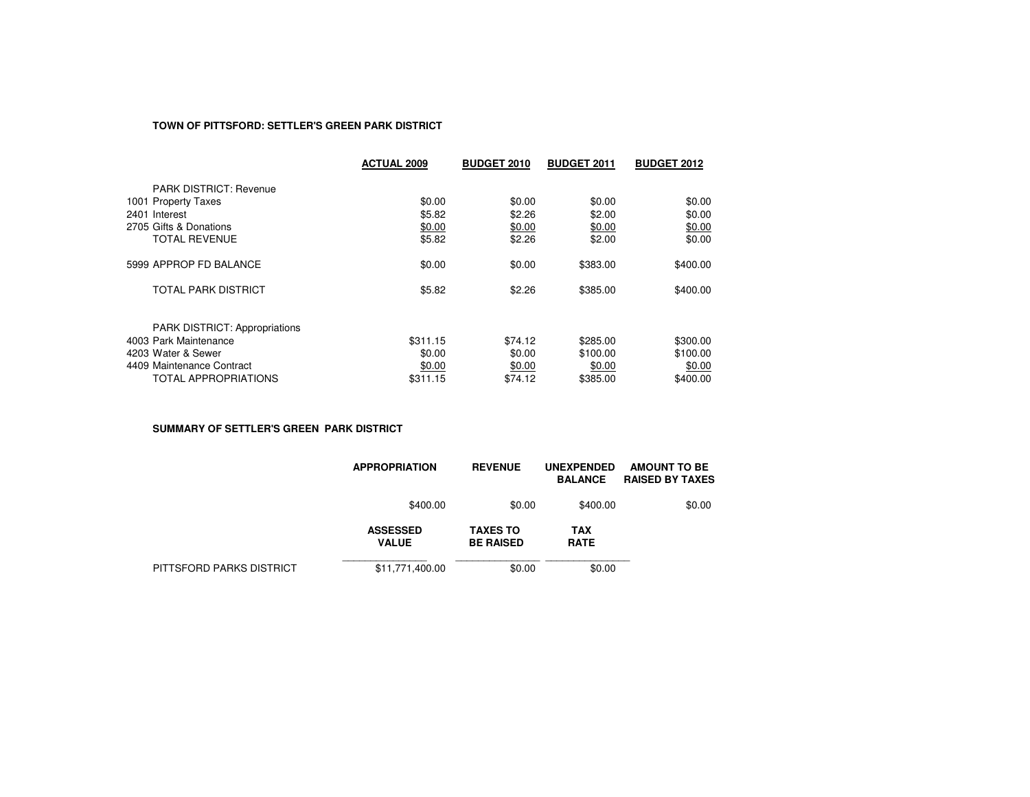**TOWN OF PITTSFORD: SETTLER'S GREEN PARK DISTRICT**

| | ACTUAL 2009 | BUDGET 2010 | BUDGET 2011 | BUDGET 2012 |
|---|---|---|---|---|
| PARK DISTRICT: Revenue | | | | |
| 1001 Property Taxes | $0.00 | $0.00 | $0.00 | $0.00 |
| 2401 Interest | $5.82 | $2.26 | $2.00 | $0.00 |
| 2705 Gifts & Donations | $0.00 | $0.00 | $0.00 | $0.00 |
| TOTAL REVENUE | $5.82 | $2.26 | $2.00 | $0.00 |
| 5999 APPROP FD BALANCE | $0.00 | $0.00 | $383.00 | $400.00 |
| TOTAL PARK DISTRICT | $5.82 | $2.26 | $385.00 | $400.00 |
| PARK DISTRICT: Appropriations | | | | |
| 4003 Park Maintenance | $311.15 | $74.12 | $285.00 | $300.00 |
| 4203 Water & Sewer | $0.00 | $0.00 | $100.00 | $100.00 |
| 4409 Maintenance Contract | $0.00 | $0.00 | $0.00 | $0.00 |
| TOTAL APPROPRIATIONS | $311.15 | $74.12 | $385.00 | $400.00 |

**SUMMARY OF SETTLER'S GREEN PARK DISTRICT**

| APPROPRIATION | REVENUE | UNEXPENDED BALANCE | AMOUNT TO BE RAISED BY TAXES |
|---|---|---|---|
| $400.00 | $0.00 | $400.00 | $0.00 |

| | ASSESSED VALUE | TAXES TO BE RAISED | TAX RATE |
|---|---|---|---|
| PITTSFORD PARKS DISTRICT | $11,771,400.00 | $0.00 | $0.00 |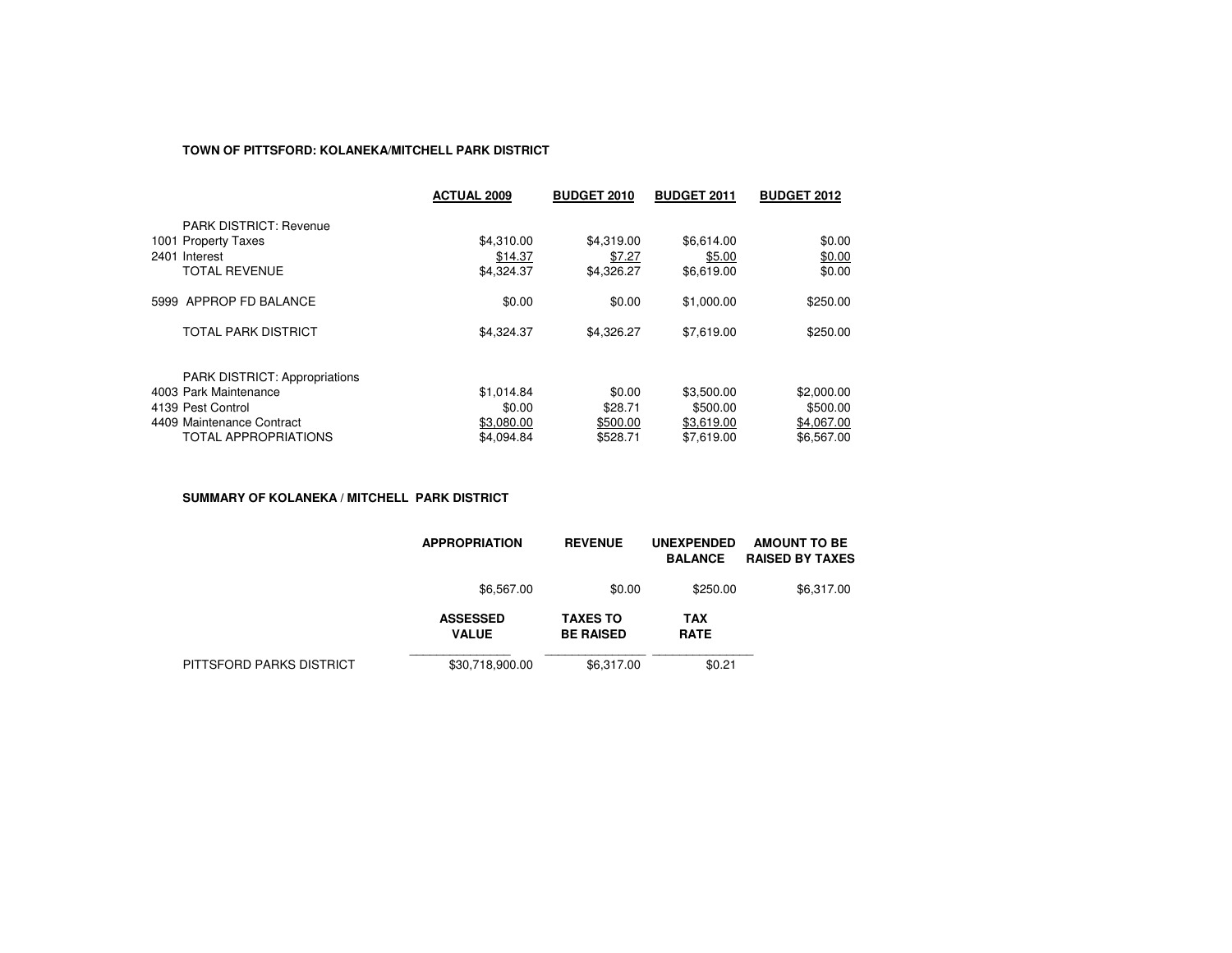**TOWN OF PITTSFORD: KOLANEKA/MITCHELL PARK DISTRICT**

| | ACTUAL 2009 | BUDGET 2010 | BUDGET 2011 | BUDGET 2012 |
|---|---|---|---|---|
| PARK DISTRICT: Revenue | | | | |
| 1001 Property Taxes | $4,310.00 | $4,319.00 | $6,614.00 | $0.00 |
| 2401 Interest | $14.37 | $7.27 | $5.00 | $0.00 |
| TOTAL REVENUE | $4,324.37 | $4,326.27 | $6,619.00 | $0.00 |
| 5999 APPROP FD BALANCE | $0.00 | $0.00 | $1,000.00 | $250.00 |
| TOTAL PARK DISTRICT | $4,324.37 | $4,326.27 | $7,619.00 | $250.00 |
| PARK DISTRICT: Appropriations | | | | |
| 4003 Park Maintenance | $1,014.84 | $0.00 | $3,500.00 | $2,000.00 |
| 4139 Pest Control | $0.00 | $28.71 | $500.00 | $500.00 |
| 4409 Maintenance Contract | $3,080.00 | $500.00 | $3,619.00 | $4,067.00 |
| TOTAL APPROPRIATIONS | $4,094.84 | $528.71 | $7,619.00 | $6,567.00 |

**SUMMARY OF KOLANEKA / MITCHELL PARK DISTRICT**

| APPROPRIATION | REVENUE | UNEXPENDED BALANCE | AMOUNT TO BE RAISED BY TAXES |
|---|---|---|---|
| $6,567.00 | $0.00 | $250.00 | $6,317.00 |

| | ASSESSED VALUE | TAXES TO BE RAISED | TAX RATE |
|---|---|---|---|
| PITTSFORD PARKS DISTRICT | $30,718,900.00 | $6,317.00 | $0.21 |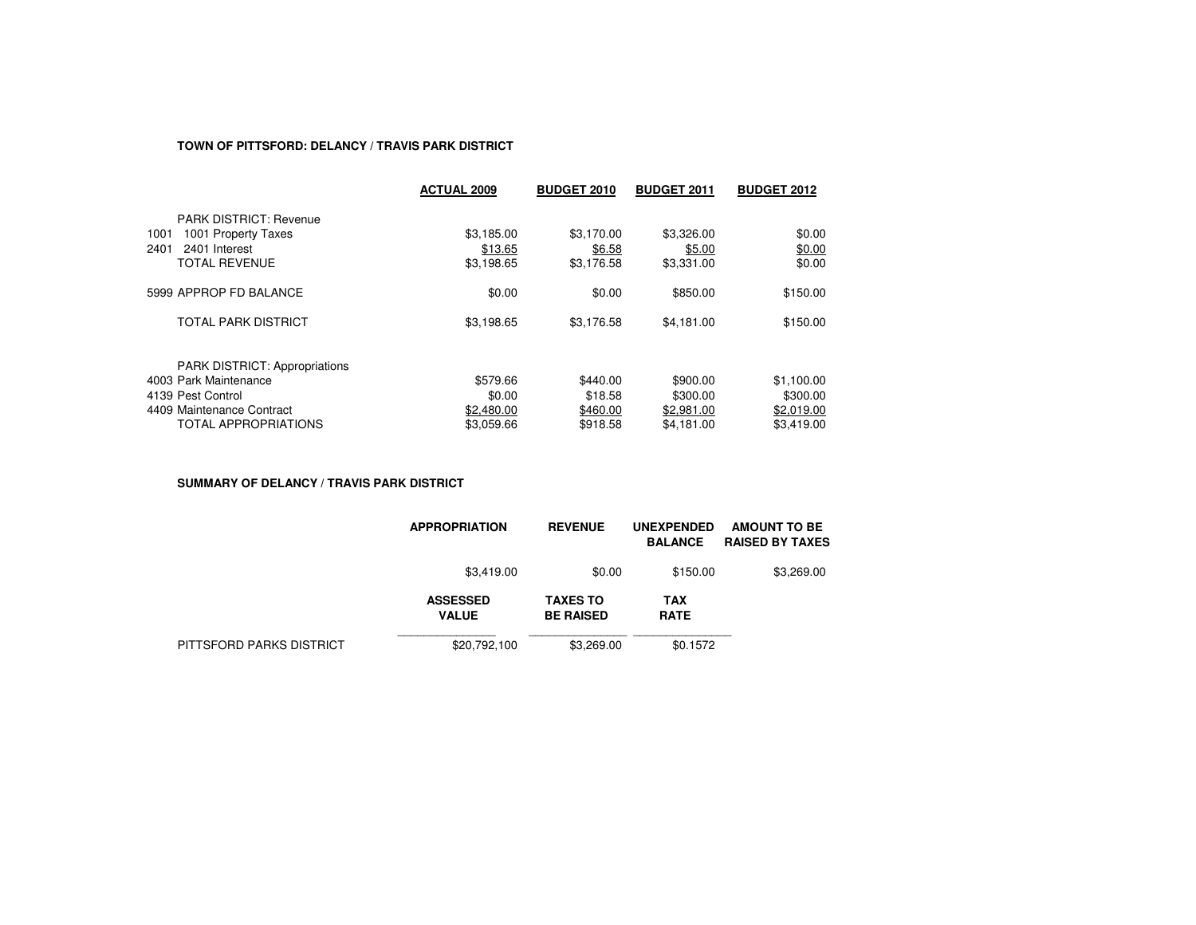**TOWN OF PITTSFORD: DELANCY / TRAVIS PARK DISTRICT**

| | | ACTUAL 2009 | BUDGET 2010 | BUDGET 2011 | BUDGET 2012 |
|---|---|---|---|---|---|
| | PARK DISTRICT: Revenue | | | | |
| 1001 | 1001 Property Taxes | $3,185.00 | $3,170.00 | $3,326.00 | $0.00 |
| 2401 | 2401 Interest | $13.65 | $6.58 | $5.00 | $0.00 |
| | TOTAL REVENUE | $3,198.65 | $3,176.58 | $3,331.00 | $0.00 |
| 5999 | APPROP FD BALANCE | $0.00 | $0.00 | $850.00 | $150.00 |
| | TOTAL PARK DISTRICT | $3,198.65 | $3,176.58 | $4,181.00 | $150.00 |
| | PARK DISTRICT: Appropriations | | | | |
| 4003 | Park Maintenance | $579.66 | $440.00 | $900.00 | $1,100.00 |
| 4139 | Pest Control | $0.00 | $18.58 | $300.00 | $300.00 |
| 4409 | Maintenance Contract | $2,480.00 | $460.00 | $2,981.00 | $2,019.00 |
| | TOTAL APPROPRIATIONS | $3,059.66 | $918.58 | $4,181.00 | $3,419.00 |

**SUMMARY OF DELANCY / TRAVIS PARK DISTRICT**

| APPROPRIATION | REVENUE | UNEXPENDED BALANCE | AMOUNT TO BE RAISED BY TAXES |
|---|---|---|---|
| $3,419.00 | $0.00 | $150.00 | $3,269.00 |

| | ASSESSED VALUE | TAXES TO BE RAISED | TAX RATE |
|---|---|---|---|
| PITTSFORD PARKS DISTRICT | $20,792,100 | $3,269.00 | $0.1572 |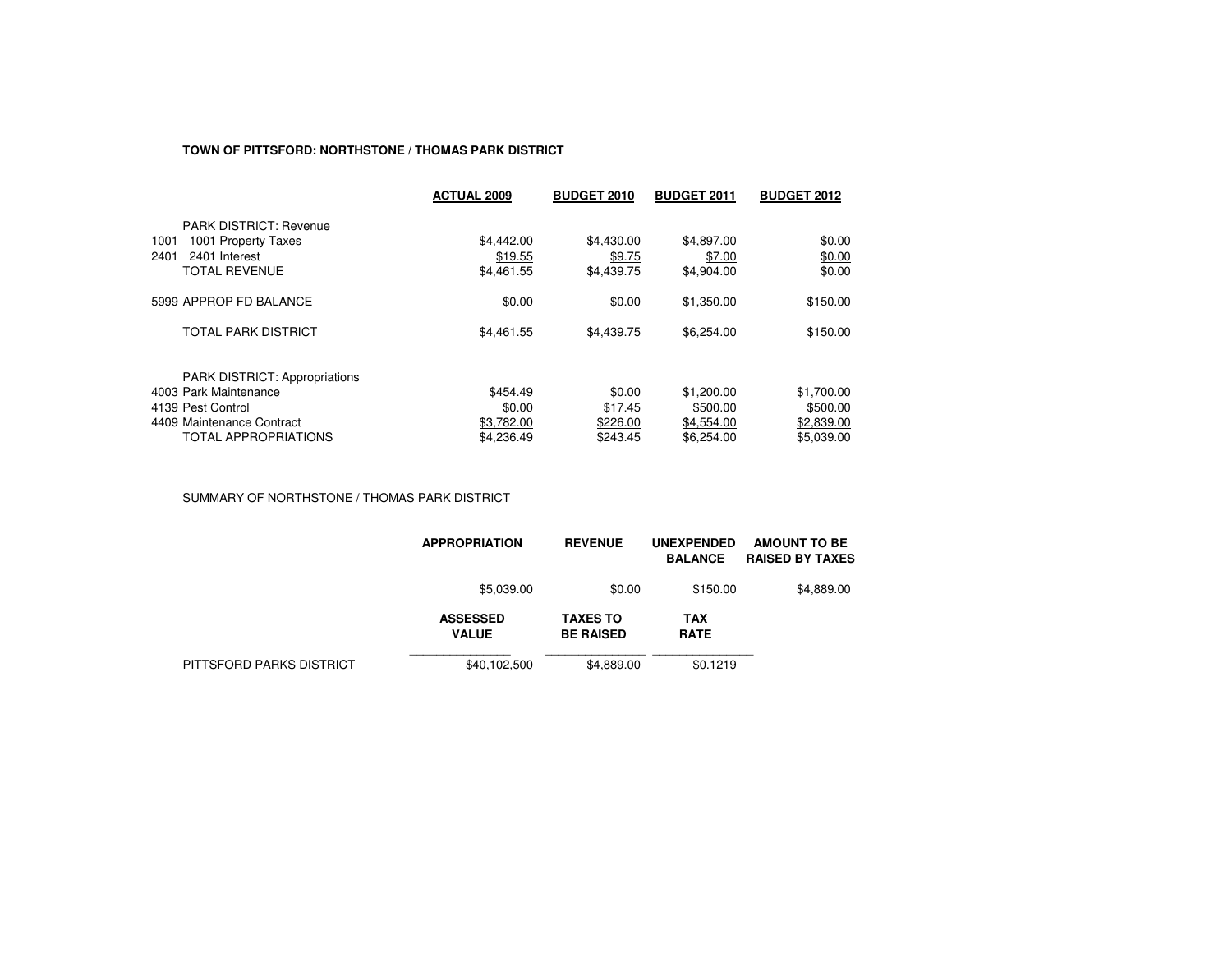**TOWN OF PITTSFORD: NORTHSTONE / THOMAS PARK DISTRICT**

| | | ACTUAL 2009 | BUDGET 2010 | BUDGET 2011 | BUDGET 2012 |
|---|---|---|---|---|---|
| | PARK DISTRICT: Revenue | | | | |
| 1001 | 1001 Property Taxes | $4,442.00 | $4,430.00 | $4,897.00 | $0.00 |
| 2401 | 2401 Interest | $19.55 | $9.75 | $7.00 | $0.00 |
| | TOTAL REVENUE | $4,461.55 | $4,439.75 | $4,904.00 | $0.00 |
| 5999 | APPROP FD BALANCE | $0.00 | $0.00 | $1,350.00 | $150.00 |
| | TOTAL PARK DISTRICT | $4,461.55 | $4,439.75 | $6,254.00 | $150.00 |
| | PARK DISTRICT: Appropriations | | | | |
| 4003 | Park Maintenance | $454.49 | $0.00 | $1,200.00 | $1,700.00 |
| 4139 | Pest Control | $0.00 | $17.45 | $500.00 | $500.00 |
| 4409 | Maintenance Contract | $3,782.00 | $226.00 | $4,554.00 | $2,839.00 |
| | TOTAL APPROPRIATIONS | $4,236.49 | $243.45 | $6,254.00 | $5,039.00 |

SUMMARY OF NORTHSTONE / THOMAS PARK DISTRICT

| APPROPRIATION | REVENUE | UNEXPENDED BALANCE | AMOUNT TO BE RAISED BY TAXES |
|---|---|---|---|
| $5,039.00 | $0.00 | $150.00 | $4,889.00 |

| | ASSESSED VALUE | TAXES TO BE RAISED | TAX RATE |
|---|---|---|---|
| PITTSFORD PARKS DISTRICT | $40,102,500 | $4,889.00 | $0.1219 |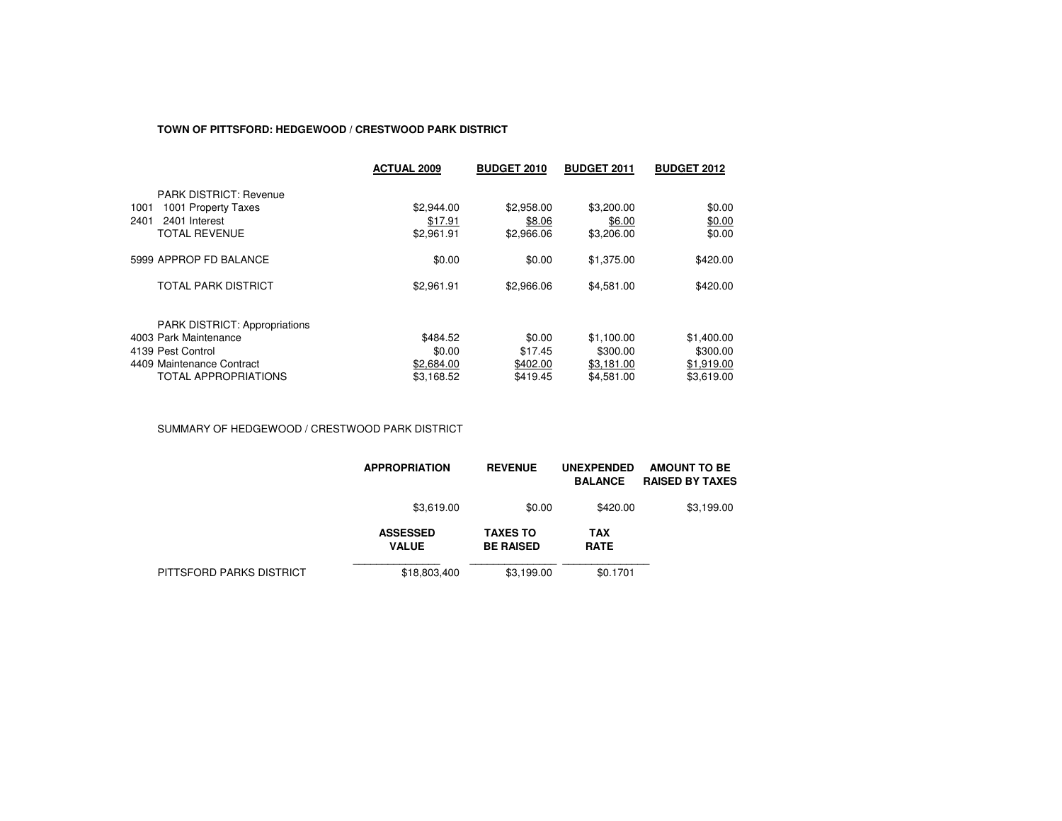**TOWN OF PITTSFORD: HEDGEWOOD / CRESTWOOD PARK DISTRICT**

| | | ACTUAL 2009 | BUDGET 2010 | BUDGET 2011 | BUDGET 2012 |
|---|---|---|---|---|---|
| | PARK DISTRICT: Revenue | | | | |
| 1001 | 1001 Property Taxes | $2,944.00 | $2,958.00 | $3,200.00 | $0.00 |
| 2401 | 2401 Interest | $17.91 | $8.06 | $6.00 | $0.00 |
| | TOTAL REVENUE | $2,961.91 | $2,966.06 | $3,206.00 | $0.00 |
| | 5999 APPROP FD BALANCE | $0.00 | $0.00 | $1,375.00 | $420.00 |
| | TOTAL PARK DISTRICT | $2,961.91 | $2,966.06 | $4,581.00 | $420.00 |
| | PARK DISTRICT: Appropriations | | | | |
| | 4003 Park Maintenance | $484.52 | $0.00 | $1,100.00 | $1,400.00 |
| | 4139 Pest Control | $0.00 | $17.45 | $300.00 | $300.00 |
| | 4409 Maintenance Contract | $2,684.00 | $402.00 | $3,181.00 | $1,919.00 |
| | TOTAL APPROPRIATIONS | $3,168.52 | $419.45 | $4,581.00 | $3,619.00 |

SUMMARY OF HEDGEWOOD / CRESTWOOD PARK DISTRICT

| | APPROPRIATION | REVENUE | UNEXPENDED BALANCE | AMOUNT TO BE RAISED BY TAXES |
|---|---|---|---|---|
| | $3,619.00 | $0.00 | $420.00 | $3,199.00 |

| | ASSESSED VALUE | TAXES TO BE RAISED | TAX RATE |
|---|---|---|---|
| PITTSFORD PARKS DISTRICT | $18,803,400 | $3,199.00 | $0.1701 |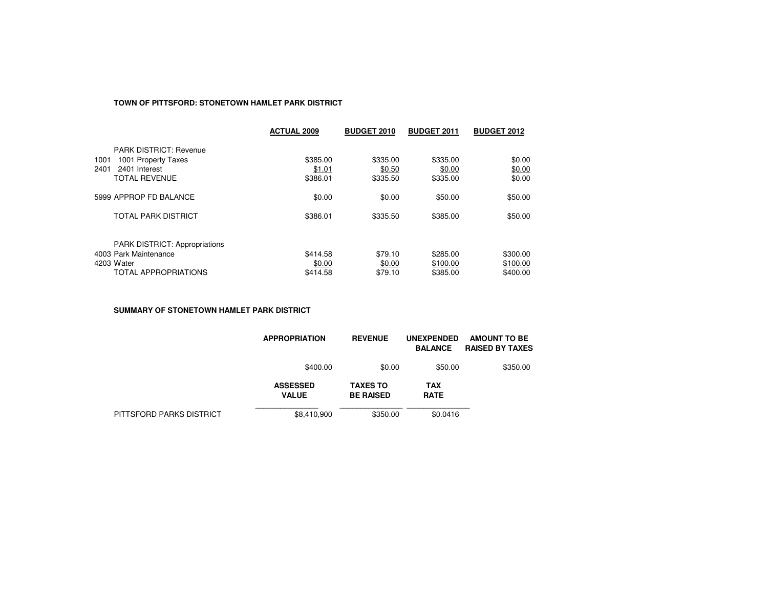**TOWN OF PITTSFORD: STONETOWN HAMLET PARK DISTRICT**

| | ACTUAL 2009 | BUDGET 2010 | BUDGET 2011 | BUDGET 2012 |
|---|---|---|---|---|
| PARK DISTRICT: Revenue | | | | |
| 1001 1001 Property Taxes | $385.00 | $335.00 | $335.00 | $0.00 |
| 2401 2401 Interest | $1.01 | $0.50 | $0.00 | $0.00 |
| TOTAL REVENUE | $386.01 | $335.50 | $335.00 | $0.00 |
| 5999 APPROP FD BALANCE | $0.00 | $0.00 | $50.00 | $50.00 |
| TOTAL PARK DISTRICT | $386.01 | $335.50 | $385.00 | $50.00 |
| PARK DISTRICT: Appropriations | | | | |
| 4003 Park Maintenance | $414.58 | $79.10 | $285.00 | $300.00 |
| 4203 Water | $0.00 | $0.00 | $100.00 | $100.00 |
| TOTAL APPROPRIATIONS | $414.58 | $79.10 | $385.00 | $400.00 |

**SUMMARY OF STONETOWN HAMLET PARK DISTRICT**

| | APPROPRIATION | REVENUE | UNEXPENDED BALANCE | AMOUNT TO BE RAISED BY TAXES |
|---|---|---|---|---|
| | $400.00 | $0.00 | $50.00 | $350.00 |

| | ASSESSED VALUE | TAXES TO BE RAISED | TAX RATE |
|---|---|---|---|
| PITTSFORD PARKS DISTRICT | $8,410,900 | $350.00 | $0.0416 |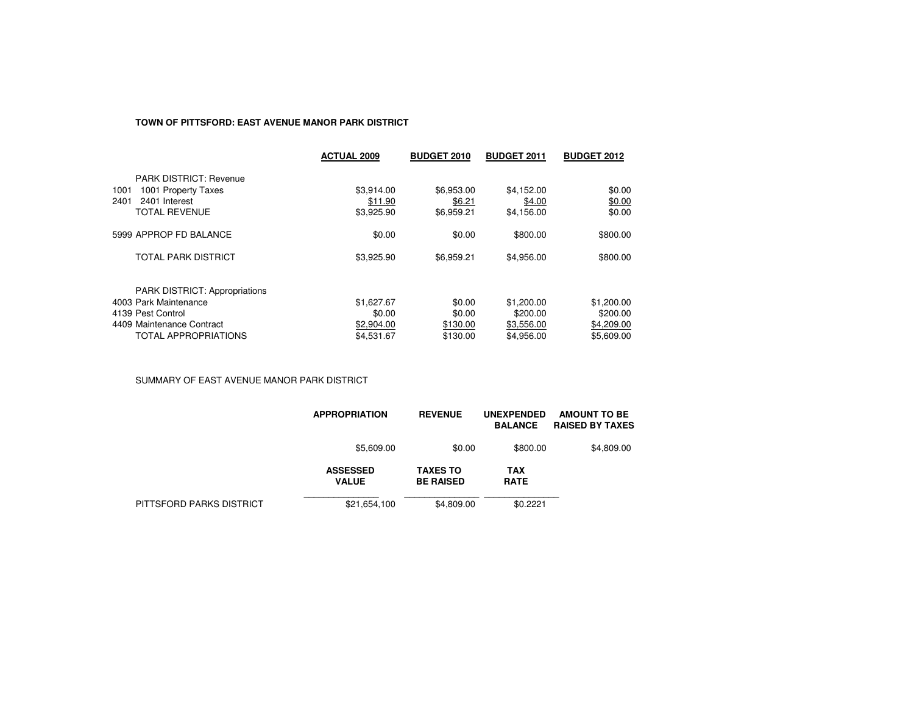**TOWN OF PITTSFORD: EAST AVENUE MANOR PARK DISTRICT**

| | ACTUAL 2009 | BUDGET 2010 | BUDGET 2011 | BUDGET 2012 |
|---|---|---|---|---|
| PARK DISTRICT: Revenue | | | | |
| 1001 1001 Property Taxes | $3,914.00 | $6,953.00 | $4,152.00 | $0.00 |
| 2401 2401 Interest | $11.90 | $6.21 | $4.00 | $0.00 |
| TOTAL REVENUE | $3,925.90 | $6,959.21 | $4,156.00 | $0.00 |
| 5999 APPROP FD BALANCE | $0.00 | $0.00 | $800.00 | $800.00 |
| TOTAL PARK DISTRICT | $3,925.90 | $6,959.21 | $4,956.00 | $800.00 |
| PARK DISTRICT: Appropriations | | | | |
| 4003 Park Maintenance | $1,627.67 | $0.00 | $1,200.00 | $1,200.00 |
| 4139 Pest Control | $0.00 | $0.00 | $200.00 | $200.00 |
| 4409 Maintenance Contract | $2,904.00 | $130.00 | $3,556.00 | $4,209.00 |
| TOTAL APPROPRIATIONS | $4,531.67 | $130.00 | $4,956.00 | $5,609.00 |

SUMMARY OF EAST AVENUE MANOR PARK DISTRICT

| | APPROPRIATION | REVENUE | UNEXPENDED BALANCE | AMOUNT TO BE RAISED BY TAXES |
|---|---|---|---|---|
| | $5,609.00 | $0.00 | $800.00 | $4,809.00 |

| | ASSESSED VALUE | TAXES TO BE RAISED | TAX RATE |
|---|---|---|---|
| PITTSFORD PARKS DISTRICT | $21,654,100 | $4,809.00 | $0.2221 |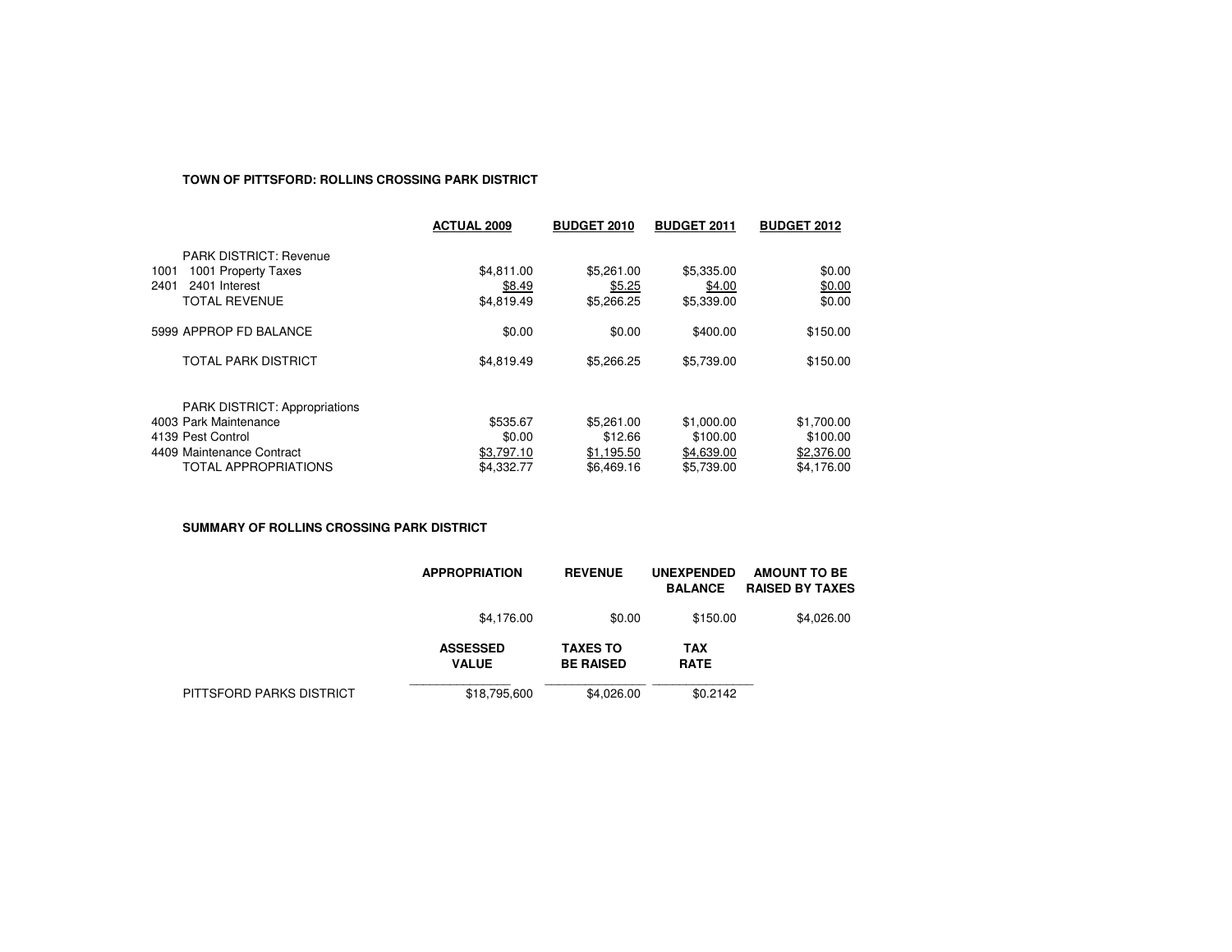**TOWN OF PITTSFORD: ROLLINS CROSSING PARK DISTRICT**

| | | ACTUAL 2009 | BUDGET 2010 | BUDGET 2011 | BUDGET 2012 |
|---|---|---|---|---|---|
| | PARK DISTRICT: Revenue | | | | |
| 1001 | 1001 Property Taxes | $4,811.00 | $5,261.00 | $5,335.00 | $0.00 |
| 2401 | 2401 Interest | $8.49 | $5.25 | $4.00 | $0.00 |
| | TOTAL REVENUE | $4,819.49 | $5,266.25 | $5,339.00 | $0.00 |
| | 5999 APPROP FD BALANCE | $0.00 | $0.00 | $400.00 | $150.00 |
| | TOTAL PARK DISTRICT | $4,819.49 | $5,266.25 | $5,739.00 | $150.00 |
| | PARK DISTRICT: Appropriations | | | | |
| | 4003 Park Maintenance | $535.67 | $5,261.00 | $1,000.00 | $1,700.00 |
| | 4139 Pest Control | $0.00 | $12.66 | $100.00 | $100.00 |
| | 4409 Maintenance Contract | $3,797.10 | $1,195.50 | $4,639.00 | $2,376.00 |
| | TOTAL APPROPRIATIONS | $4,332.77 | $6,469.16 | $5,739.00 | $4,176.00 |

**SUMMARY OF ROLLINS CROSSING PARK DISTRICT**

| | APPROPRIATION | REVENUE | UNEXPENDED BALANCE | AMOUNT TO BE RAISED BY TAXES |
|---|---|---|---|---|
| | $4,176.00 | $0.00 | $150.00 | $4,026.00 |

| | ASSESSED VALUE | TAXES TO BE RAISED | TAX RATE |
|---|---|---|---|
| PITTSFORD PARKS DISTRICT | $18,795,600 | $4,026.00 | $0.2142 |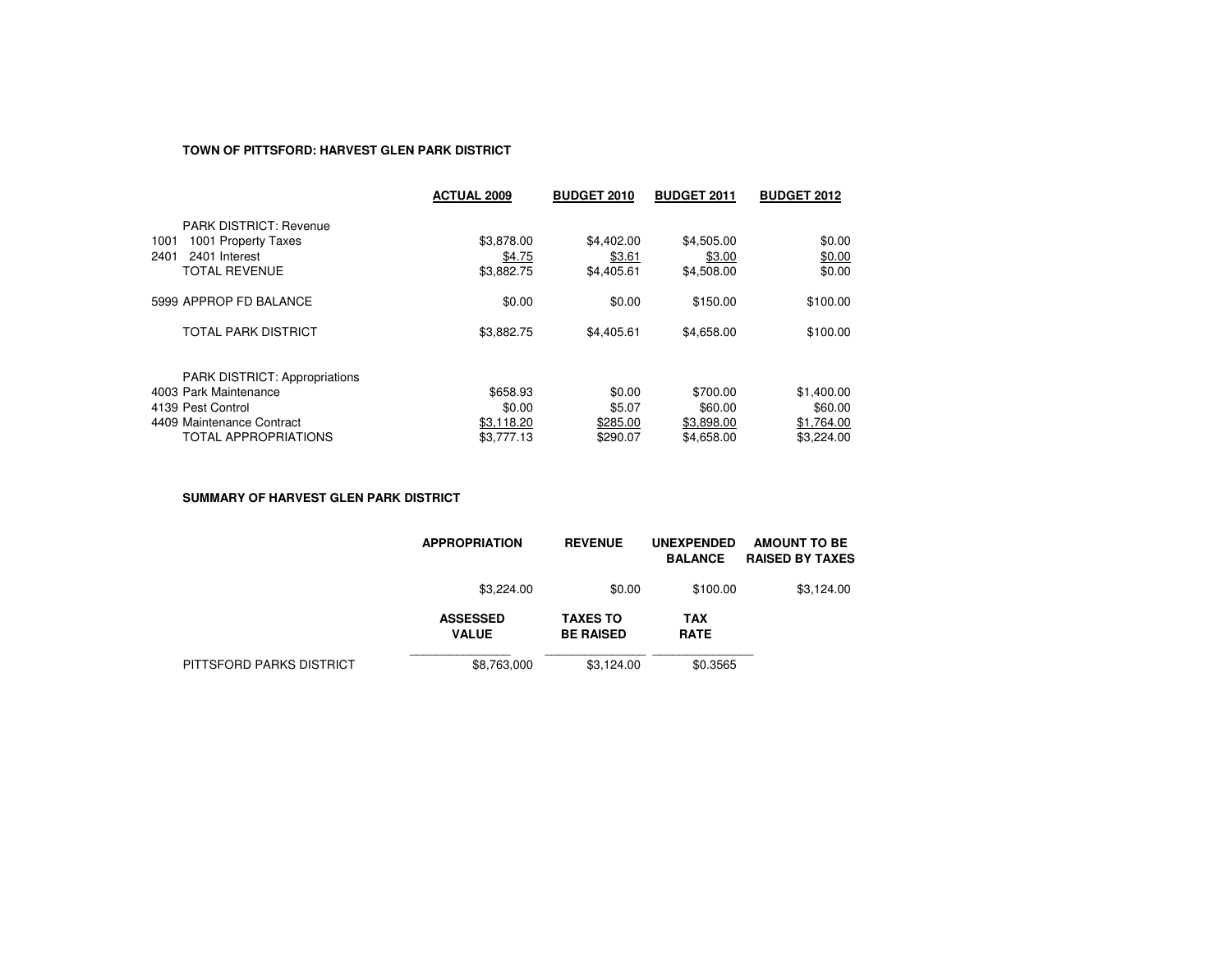**TOWN OF PITTSFORD: HARVEST GLEN PARK DISTRICT**

| | | ACTUAL 2009 | BUDGET 2010 | BUDGET 2011 | BUDGET 2012 |
|---|---|---|---|---|---|
| | PARK DISTRICT: Revenue | | | | |
| 1001 | 1001 Property Taxes | $3,878.00 | $4,402.00 | $4,505.00 | $0.00 |
| 2401 | 2401 Interest | $4.75 | $3.61 | $3.00 | $0.00 |
| | TOTAL REVENUE | $3,882.75 | $4,405.61 | $4,508.00 | $0.00 |
| 5999 | APPROP FD BALANCE | $0.00 | $0.00 | $150.00 | $100.00 |
| | TOTAL PARK DISTRICT | $3,882.75 | $4,405.61 | $4,658.00 | $100.00 |
| | PARK DISTRICT: Appropriations | | | | |
| 4003 | Park Maintenance | $658.93 | $0.00 | $700.00 | $1,400.00 |
| 4139 | Pest Control | $0.00 | $5.07 | $60.00 | $60.00 |
| 4409 | Maintenance Contract | $3,118.20 | $285.00 | $3,898.00 | $1,764.00 |
| | TOTAL APPROPRIATIONS | $3,777.13 | $290.07 | $4,658.00 | $3,224.00 |

**SUMMARY OF HARVEST GLEN PARK DISTRICT**

| | APPROPRIATION | REVENUE | UNEXPENDED BALANCE | AMOUNT TO BE RAISED BY TAXES |
|---|---|---|---|---|
| | $3,224.00 | $0.00 | $100.00 | $3,124.00 |

| | ASSESSED VALUE | TAXES TO BE RAISED | TAX RATE |
|---|---|---|---|
| PITTSFORD PARKS DISTRICT | $8,763,000 | $3,124.00 | $0.3565 |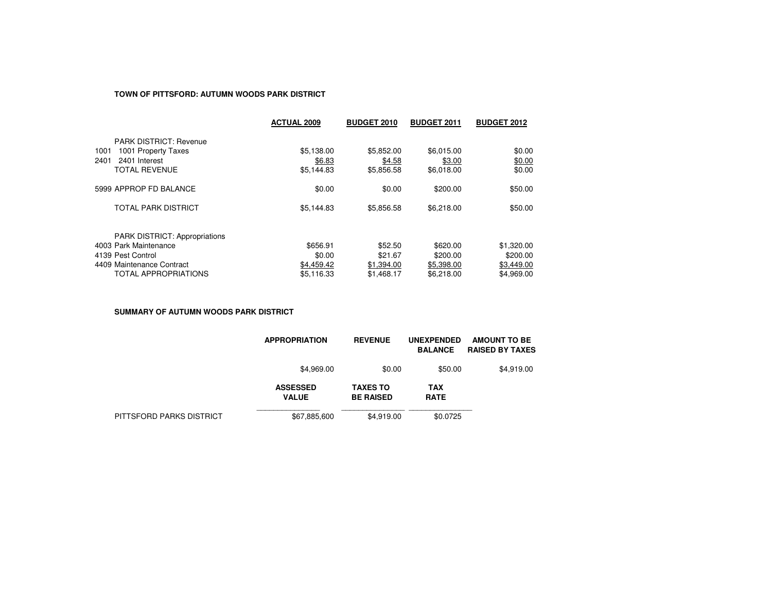**TOWN OF PITTSFORD: AUTUMN WOODS PARK DISTRICT**

| | | ACTUAL 2009 | BUDGET 2010 | BUDGET 2011 | BUDGET 2012 |
|---|---|---|---|---|---|
| | PARK DISTRICT: Revenue | | | | |
| 1001 | 1001 Property Taxes | $5,138.00 | $5,852.00 | $6,015.00 | $0.00 |
| 2401 | 2401 Interest | $6.83 | $4.58 | $3.00 | $0.00 |
| | TOTAL REVENUE | $5,144.83 | $5,856.58 | $6,018.00 | $0.00 |
| 5999 | APPROP FD BALANCE | $0.00 | $0.00 | $200.00 | $50.00 |
| | TOTAL PARK DISTRICT | $5,144.83 | $5,856.58 | $6,218.00 | $50.00 |
| | PARK DISTRICT: Appropriations | | | | |
| 4003 | Park Maintenance | $656.91 | $52.50 | $620.00 | $1,320.00 |
| 4139 | Pest Control | $0.00 | $21.67 | $200.00 | $200.00 |
| 4409 | Maintenance Contract | $4,459.42 | $1,394.00 | $5,398.00 | $3,449.00 |
| | TOTAL APPROPRIATIONS | $5,116.33 | $1,468.17 | $6,218.00 | $4,969.00 |

**SUMMARY OF AUTUMN WOODS PARK DISTRICT**

| APPROPRIATION | REVENUE | UNEXPENDED BALANCE | AMOUNT TO BE RAISED BY TAXES |
|---|---|---|---|
| $4,969.00 | $0.00 | $50.00 | $4,919.00 |

| | ASSESSED VALUE | TAXES TO BE RAISED | TAX RATE |
|---|---|---|---|
| PITTSFORD PARKS DISTRICT | $67,885,600 | $4,919.00 | $0.0725 |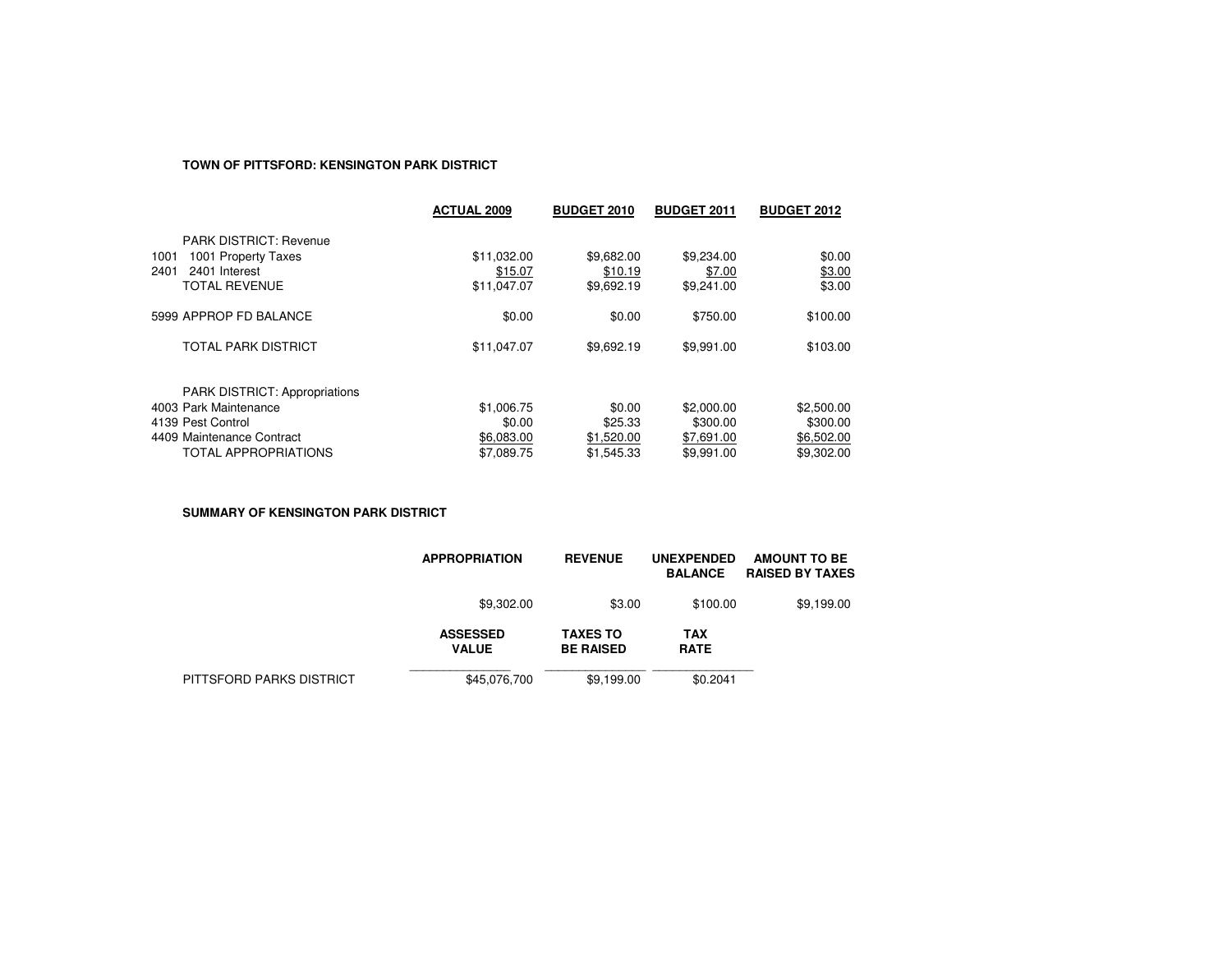**TOWN OF PITTSFORD: KENSINGTON PARK DISTRICT**

| | | ACTUAL 2009 | BUDGET 2010 | BUDGET 2011 | BUDGET 2012 |
|---|---|---|---|---|---|
| | PARK DISTRICT: Revenue | | | | |
| 1001 | 1001 Property Taxes | $11,032.00 | $9,682.00 | $9,234.00 | $0.00 |
| 2401 | 2401 Interest | $15.07 | $10.19 | $7.00 | $3.00 |
| | TOTAL REVENUE | $11,047.07 | $9,692.19 | $9,241.00 | $3.00 |
| | 5999 APPROP FD BALANCE | $0.00 | $0.00 | $750.00 | $100.00 |
| | TOTAL PARK DISTRICT | $11,047.07 | $9,692.19 | $9,991.00 | $103.00 |
| | PARK DISTRICT: Appropriations | | | | |
| | 4003 Park Maintenance | $1,006.75 | $0.00 | $2,000.00 | $2,500.00 |
| | 4139 Pest Control | $0.00 | $25.33 | $300.00 | $300.00 |
| | 4409 Maintenance Contract | $6,083.00 | $1,520.00 | $7,691.00 | $6,502.00 |
| | TOTAL APPROPRIATIONS | $7,089.75 | $1,545.33 | $9,991.00 | $9,302.00 |

**SUMMARY OF KENSINGTON PARK DISTRICT**

| | APPROPRIATION | REVENUE | UNEXPENDED BALANCE | AMOUNT TO BE RAISED BY TAXES |
|---|---|---|---|---|
| | $9,302.00 | $3.00 | $100.00 | $9,199.00 |

| | ASSESSED VALUE | TAXES TO BE RAISED | TAX RATE |
|---|---|---|---|
| PITTSFORD PARKS DISTRICT | $45,076,700 | $9,199.00 | $0.2041 |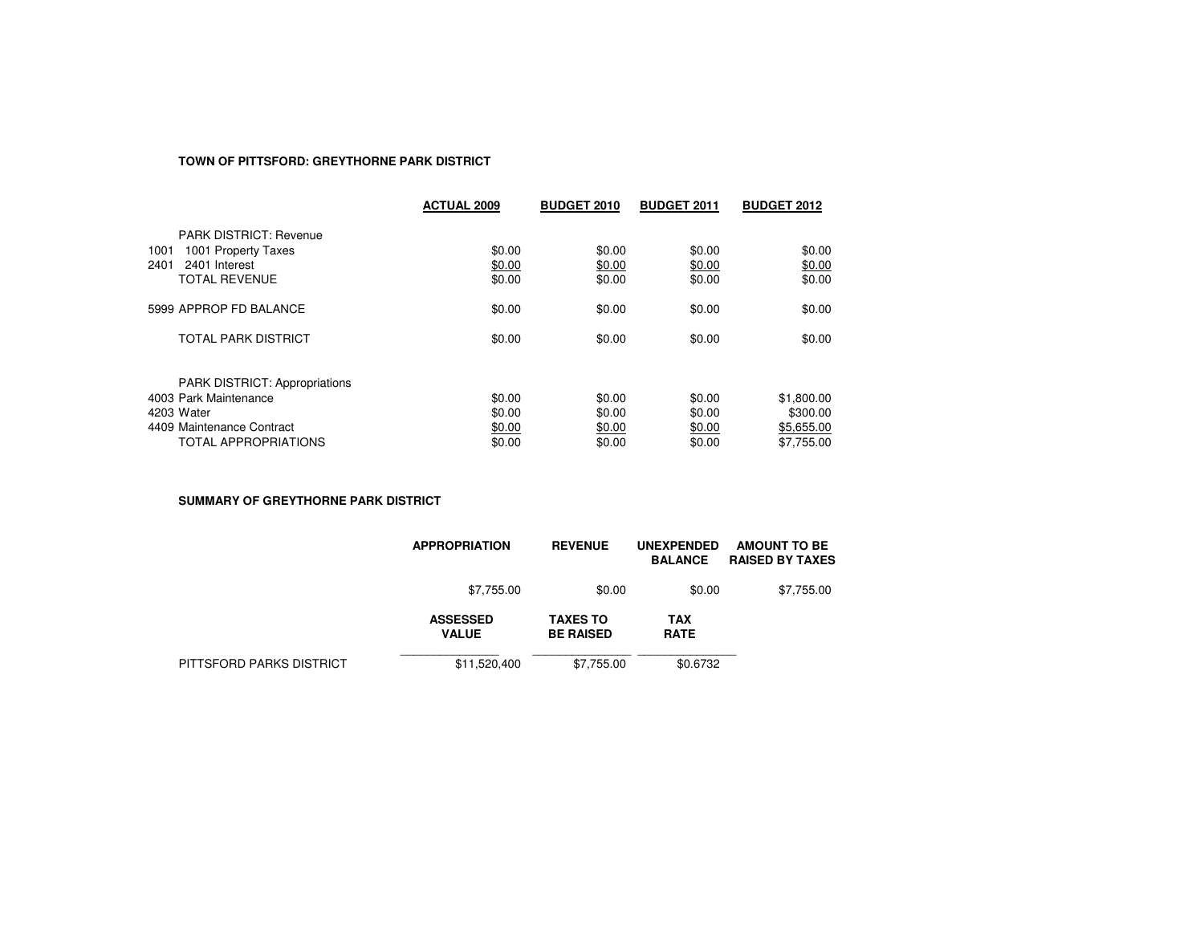**TOWN OF PITTSFORD: GREYTHORNE PARK DISTRICT**

| | | ACTUAL 2009 | BUDGET 2010 | BUDGET 2011 | BUDGET 2012 |
|---|---|---|---|---|---|
| | PARK DISTRICT: Revenue | | | | |
| 1001 | 1001 Property Taxes | $0.00 | $0.00 | $0.00 | $0.00 |
| 2401 | 2401 Interest | $0.00 | $0.00 | $0.00 | $0.00 |
| | TOTAL REVENUE | $0.00 | $0.00 | $0.00 | $0.00 |
| | 5999 APPROP FD BALANCE | $0.00 | $0.00 | $0.00 | $0.00 |
| | TOTAL PARK DISTRICT | $0.00 | $0.00 | $0.00 | $0.00 |
| | PARK DISTRICT: Appropriations | | | | |
| | 4003 Park Maintenance | $0.00 | $0.00 | $0.00 | $1,800.00 |
| | 4203 Water | $0.00 | $0.00 | $0.00 | $300.00 |
| | 4409 Maintenance Contract | $0.00 | $0.00 | $0.00 | $5,655.00 |
| | TOTAL APPROPRIATIONS | $0.00 | $0.00 | $0.00 | $7,755.00 |

**SUMMARY OF GREYTHORNE PARK DISTRICT**

| | APPROPRIATION | REVENUE | UNEXPENDED BALANCE | AMOUNT TO BE RAISED BY TAXES |
|---|---|---|---|---|
| | $7,755.00 | $0.00 | $0.00 | $7,755.00 |

| | ASSESSED VALUE | TAXES TO BE RAISED | TAX RATE |
|---|---|---|---|
| PITTSFORD PARKS DISTRICT | $11,520,400 | $7,755.00 | $0.6732 |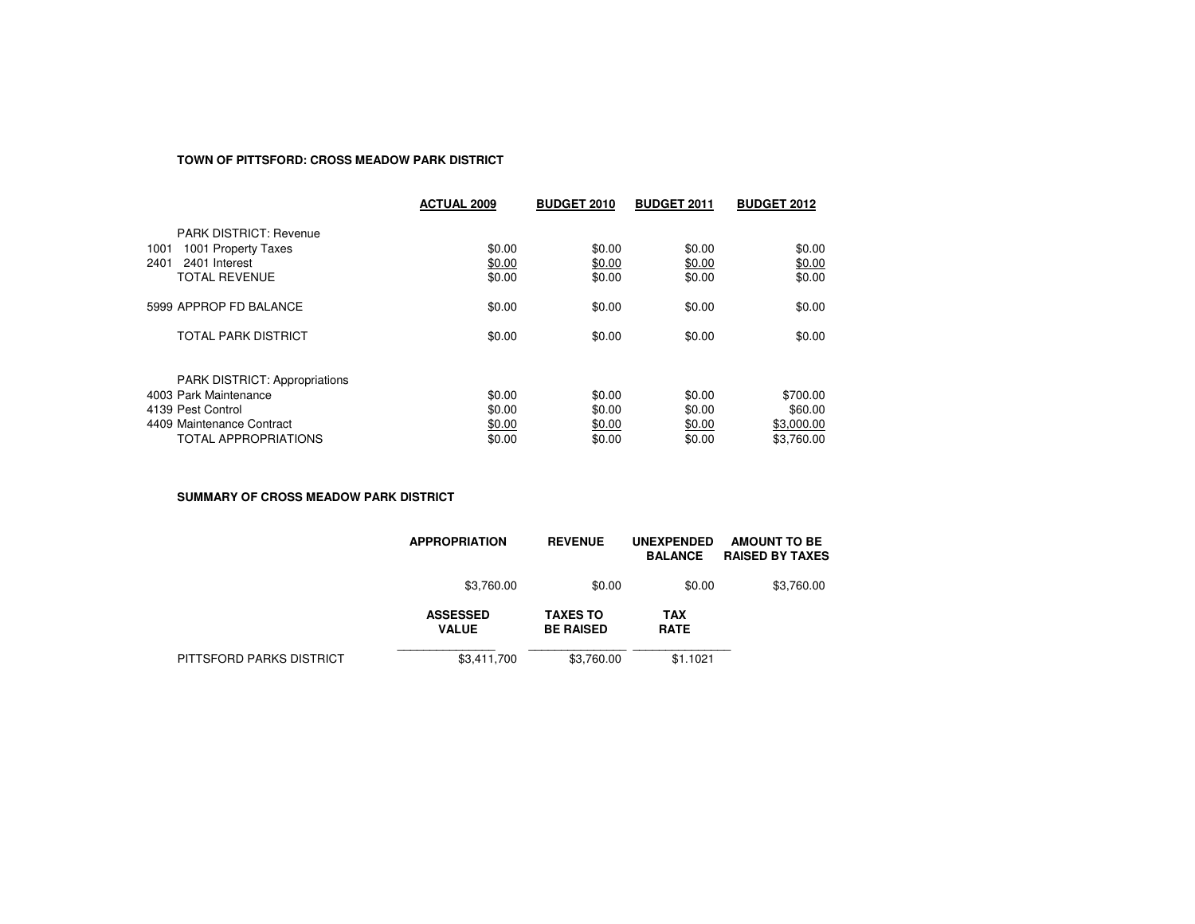**TOWN OF PITTSFORD: CROSS MEADOW PARK DISTRICT**

| | ACTUAL 2009 | BUDGET 2010 | BUDGET 2011 | BUDGET 2012 |
|---|---|---|---|---|
| PARK DISTRICT: Revenue | | | | |
| 1001 1001 Property Taxes | $0.00 | $0.00 | $0.00 | $0.00 |
| 2401 2401 Interest | $0.00 | $0.00 | $0.00 | $0.00 |
| TOTAL REVENUE | $0.00 | $0.00 | $0.00 | $0.00 |
| 5999 APPROP FD BALANCE | $0.00 | $0.00 | $0.00 | $0.00 |
| TOTAL PARK DISTRICT | $0.00 | $0.00 | $0.00 | $0.00 |
| PARK DISTRICT: Appropriations | | | | |
| 4003 Park Maintenance | $0.00 | $0.00 | $0.00 | $700.00 |
| 4139 Pest Control | $0.00 | $0.00 | $0.00 | $60.00 |
| 4409 Maintenance Contract | $0.00 | $0.00 | $0.00 | $3,000.00 |
| TOTAL APPROPRIATIONS | $0.00 | $0.00 | $0.00 | $3,760.00 |

**SUMMARY OF CROSS MEADOW PARK DISTRICT**

| APPROPRIATION | REVENUE | UNEXPENDED BALANCE | AMOUNT TO BE RAISED BY TAXES |
|---|---|---|---|
| $3,760.00 | $0.00 | $0.00 | $3,760.00 |

| | ASSESSED VALUE | TAXES TO BE RAISED | TAX RATE |
|---|---|---|---|
| PITTSFORD PARKS DISTRICT | $3,411,700 | $3,760.00 | $1.1021 |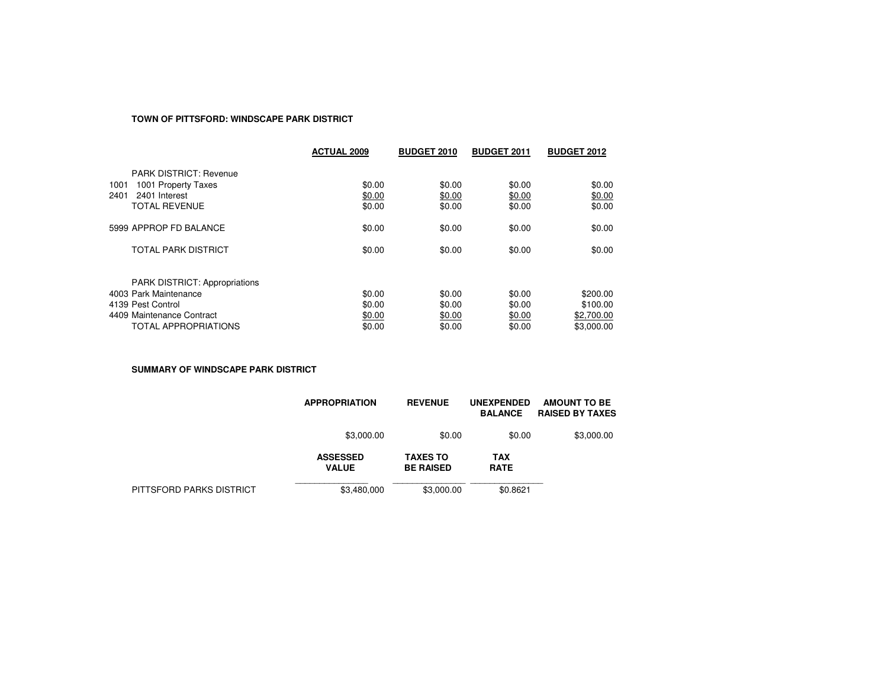**TOWN OF PITTSFORD: WINDSCAPE PARK DISTRICT**

| | ACTUAL 2009 | BUDGET 2010 | BUDGET 2011 | BUDGET 2012 |
|---|---|---|---|---|
| PARK DISTRICT: Revenue | | | | |
| 1001 1001 Property Taxes | $0.00 | $0.00 | $0.00 | $0.00 |
| 2401 2401 Interest | $0.00 | $0.00 | $0.00 | $0.00 |
| TOTAL REVENUE | $0.00 | $0.00 | $0.00 | $0.00 |
| 5999 APPROP FD BALANCE | $0.00 | $0.00 | $0.00 | $0.00 |
| TOTAL PARK DISTRICT | $0.00 | $0.00 | $0.00 | $0.00 |
| PARK DISTRICT: Appropriations | | | | |
| 4003 Park Maintenance | $0.00 | $0.00 | $0.00 | $200.00 |
| 4139 Pest Control | $0.00 | $0.00 | $0.00 | $100.00 |
| 4409 Maintenance Contract | $0.00 | $0.00 | $0.00 | $2,700.00 |
| TOTAL APPROPRIATIONS | $0.00 | $0.00 | $0.00 | $3,000.00 |

**SUMMARY OF WINDSCAPE PARK DISTRICT**

| | APPROPRIATION | REVENUE | UNEXPENDED BALANCE | AMOUNT TO BE RAISED BY TAXES |
|---|---|---|---|---|
| | $3,000.00 | $0.00 | $0.00 | $3,000.00 |

| | ASSESSED VALUE | TAXES TO BE RAISED | TAX RATE |
|---|---|---|---|
| PITTSFORD PARKS DISTRICT | $3,480,000 | $3,000.00 | $0.8621 |